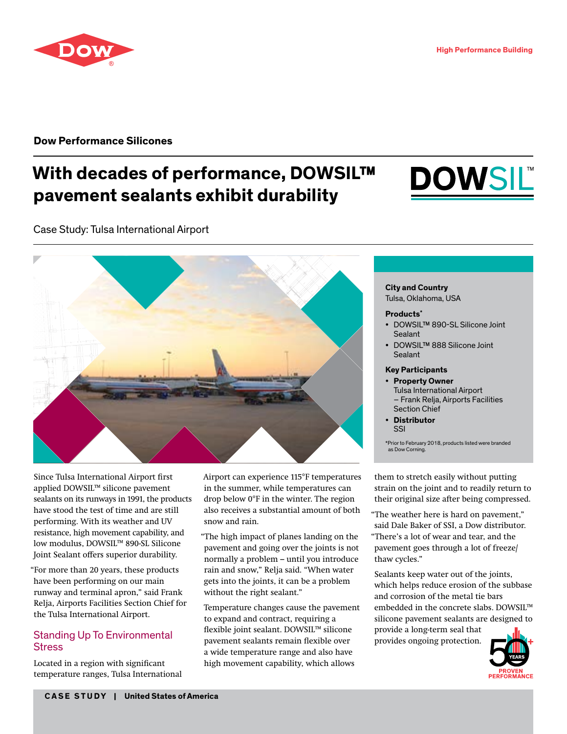High Performance Building

**Dow Performance Silicones**

# With decades of performance, DOWSIL™ pavement sealants exhibit durability

Case Study: Tulsa International Airport

**City and Country**
Tulsa, Oklahoma, USA

**Products***

- DOWSIL™ 890-SL Silicone Joint Sealant
- DOWSIL™ 888 Silicone Joint Sealant

**Key Participants**

- **Property Owner**
  Tulsa International Airport
  – Frank Relja, Airports Facilities Section Chief
- **Distributor**
  SSI

*Prior to February 2018, products listed were branded as Dow Corning.

Since Tulsa International Airport first applied DOWSIL™ silicone pavement sealants on its runways in 1991, the products have stood the test of time and are still performing. With its weather and UV resistance, high movement capability, and low modulus, DOWSIL™ 890-SL Silicone Joint Sealant offers superior durability.

"For more than 20 years, these products have been performing on our main runway and terminal apron," said Frank Relja, Airports Facilities Section Chief for the Tulsa International Airport.

## Standing Up To Environmental Stress

Located in a region with significant temperature ranges, Tulsa International Airport can experience 115°F temperatures in the summer, while temperatures can drop below 0°F in the winter. The region also receives a substantial amount of both snow and rain.

"The high impact of planes landing on the pavement and going over the joints is not normally a problem – until you introduce rain and snow," Relja said. "When water gets into the joints, it can be a problem without the right sealant."

Temperature changes cause the pavement to expand and contract, requiring a flexible joint sealant. DOWSIL™ silicone pavement sealants remain flexible over a wide temperature range and also have high movement capability, which allows them to stretch easily without putting strain on the joint and to readily return to their original size after being compressed.

"The weather here is hard on pavement," said Dale Baker of SSI, a Dow distributor. "There's a lot of wear and tear, and the pavement goes through a lot of freeze/thaw cycles."

Sealants keep water out of the joints, which helps reduce erosion of the subbase and corrosion of the metal tie bars embedded in the concrete slabs. DOWSIL™ silicone pavement sealants are designed to provide a long-term seal that provides ongoing protection.

50+ YEARS PROVEN PERFORMANCE

CASE STUDY | United States of America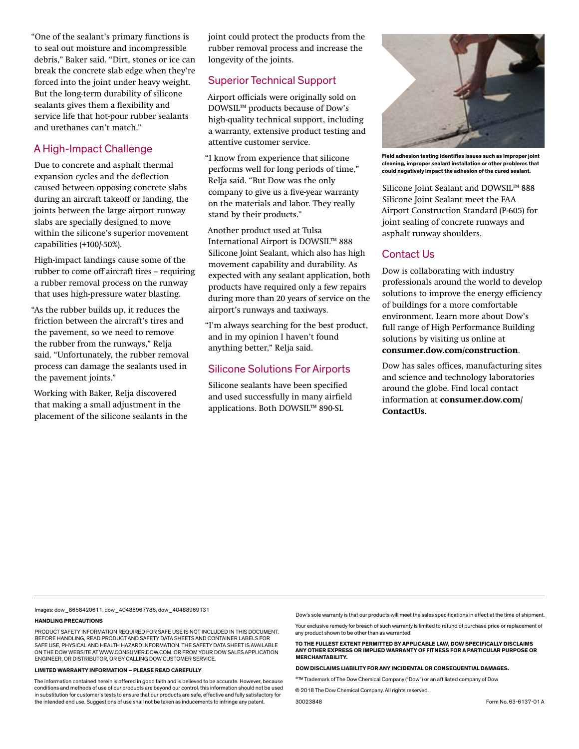"One of the sealant's primary functions is to seal out moisture and incompressible debris," Baker said. "Dirt, stones or ice can break the concrete slab edge when they're forced into the joint under heavy weight. But the long-term durability of silicone sealants gives them a flexibility and service life that hot-pour rubber sealants and urethanes can't match."

## A High-Impact Challenge

Due to concrete and asphalt thermal expansion cycles and the deflection caused between opposing concrete slabs during an aircraft takeoff or landing, the joints between the large airport runway slabs are specially designed to move within the silicone's superior movement capabilities (+100/-50%).

High-impact landings cause some of the rubber to come off aircraft tires – requiring a rubber removal process on the runway that uses high-pressure water blasting.

"As the rubber builds up, it reduces the friction between the aircraft's tires and the pavement, so we need to remove the rubber from the runways," Relja said. "Unfortunately, the rubber removal process can damage the sealants used in the pavement joints."

Working with Baker, Relja discovered that making a small adjustment in the placement of the silicone sealants in the joint could protect the products from the rubber removal process and increase the longevity of the joints.

## Superior Technical Support

Airport officials were originally sold on DOWSIL™ products because of Dow's high-quality technical support, including a warranty, extensive product testing and attentive customer service.

"I know from experience that silicone performs well for long periods of time," Relja said. "But Dow was the only company to give us a five-year warranty on the materials and labor. They really stand by their products."

Another product used at Tulsa International Airport is DOWSIL™ 888 Silicone Joint Sealant, which also has high movement capability and durability. As expected with any sealant application, both products have required only a few repairs during more than 20 years of service on the airport's runways and taxiways.

"I'm always searching for the best product, and in my opinion I haven't found anything better," Relja said.

## Silicone Solutions For Airports

Silicone sealants have been specified and used successfully in many airfield applications. Both DOWSIL™ 890-SL Silicone Joint Sealant and DOWSIL™ 888 Silicone Joint Sealant meet the FAA Airport Construction Standard (P-605) for joint sealing of concrete runways and asphalt runway shoulders.

**Field adhesion testing identifies issues such as improper joint cleaning, improper sealant installation or other problems that could negatively impact the adhesion of the cured sealant.**

## Contact Us

Dow is collaborating with industry professionals around the world to develop solutions to improve the energy efficiency of buildings for a more comfortable environment. Learn more about Dow's full range of High Performance Building solutions by visiting us online at **consumer.dow.com/construction**.

Dow has sales offices, manufacturing sites and science and technology laboratories around the globe. Find local contact information at **consumer.dow.com/ContactUs.**

Images: dow_8658420611, dow_40488967786, dow_40488969131

**HANDLING PRECAUTIONS**

PRODUCT SAFETY INFORMATION REQUIRED FOR SAFE USE IS NOT INCLUDED IN THIS DOCUMENT. BEFORE HANDLING, READ PRODUCT AND SAFETY DATA SHEETS AND CONTAINER LABELS FOR SAFE USE, PHYSICAL AND HEALTH HAZARD INFORMATION. THE SAFETY DATA SHEET IS AVAILABLE ON THE DOW WEBSITE AT WWW.CONSUMER.DOW.COM, OR FROM YOUR DOW SALES APPLICATION ENGINEER, OR DISTRIBUTOR, OR BY CALLING DOW CUSTOMER SERVICE.

**LIMITED WARRANTY INFORMATION – PLEASE READ CAREFULLY**

The information contained herein is offered in good faith and is believed to be accurate. However, because conditions and methods of use of our products are beyond our control, this information should not be used in substitution for customer's tests to ensure that our products are safe, effective and fully satisfactory for the intended end use. Suggestions of use shall not be taken as inducements to infringe any patent.

Dow's sole warranty is that our products will meet the sales specifications in effect at the time of shipment.

Your exclusive remedy for breach of such warranty is limited to refund of purchase price or replacement of any product shown to be other than as warranted.

**TO THE FULLEST EXTENT PERMITTED BY APPLICABLE LAW, DOW SPECIFICALLY DISCLAIMS ANY OTHER EXPRESS OR IMPLIED WARRANTY OF FITNESS FOR A PARTICULAR PURPOSE OR MERCHANTABILITY.**

**DOW DISCLAIMS LIABILITY FOR ANY INCIDENTAL OR CONSEQUENTIAL DAMAGES.**

®™ Trademark of The Dow Chemical Company ("Dow") or an affiliated company of Dow

© 2018 The Dow Chemical Company. All rights reserved.

30023848

Form No. 63-6137-01 A